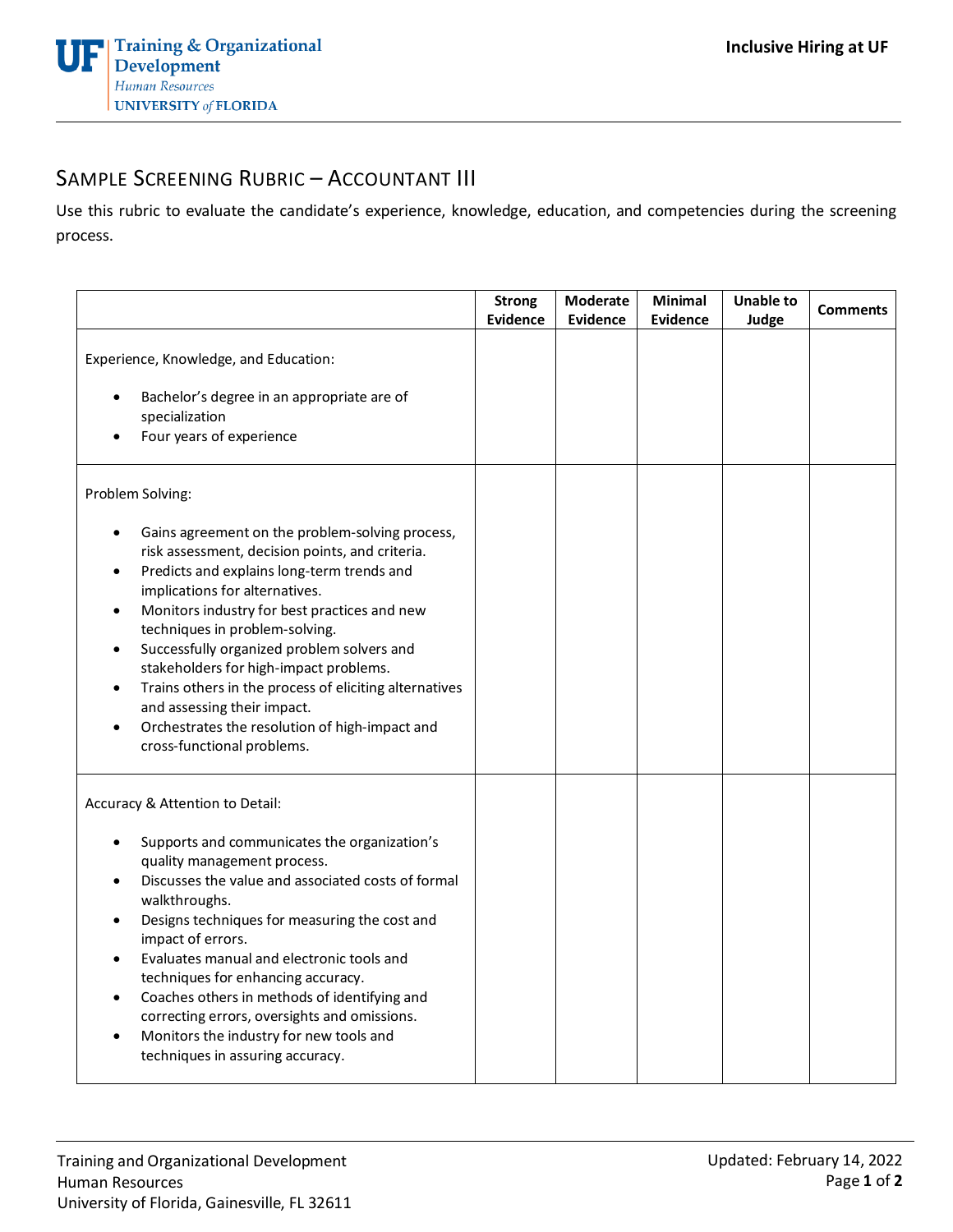# Sample Screening Rubric – Accountant III

Use this rubric to evaluate the candidate's experience, knowledge, education, and competencies during the screening process.

| | Strong Evidence | Moderate Evidence | Minimal Evidence | Unable to Judge | Comments |
|---|---|---|---|---|---|
| Experience, Knowledge, and Education:<br>• Bachelor's degree in an appropriate are of specialization<br>• Four years of experience | | | | | |
| Problem Solving:<br>• Gains agreement on the problem-solving process, risk assessment, decision points, and criteria.<br>• Predicts and explains long-term trends and implications for alternatives.<br>• Monitors industry for best practices and new techniques in problem-solving.<br>• Successfully organized problem solvers and stakeholders for high-impact problems.<br>• Trains others in the process of eliciting alternatives and assessing their impact.<br>• Orchestrates the resolution of high-impact and cross-functional problems. | | | | | |
| Accuracy & Attention to Detail:<br>• Supports and communicates the organization's quality management process.<br>• Discusses the value and associated costs of formal walkthroughs.<br>• Designs techniques for measuring the cost and impact of errors.<br>• Evaluates manual and electronic tools and techniques for enhancing accuracy.<br>• Coaches others in methods of identifying and correcting errors, oversights and omissions.<br>• Monitors the industry for new tools and techniques in assuring accuracy. | | | | | |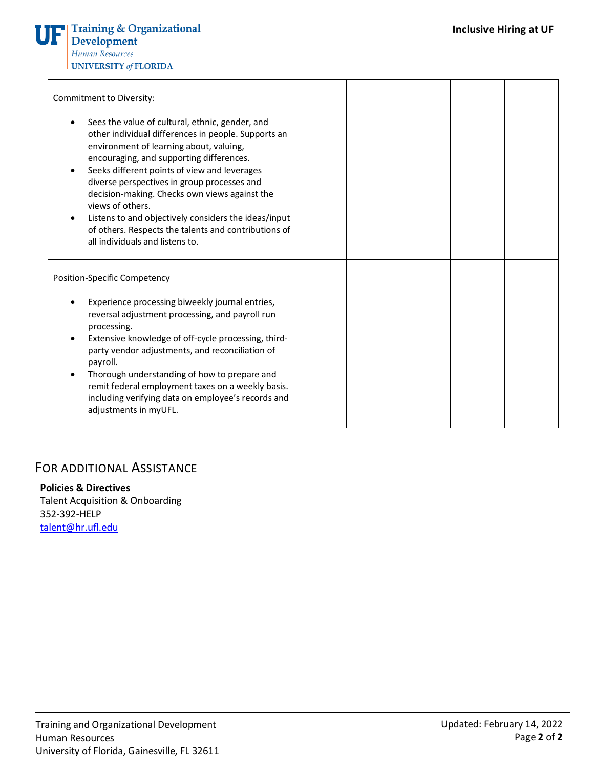| | | | | | |
|---|---|---|---|---|---|
| Commitment to Diversity:<br><br>• Sees the value of cultural, ethnic, gender, and other individual differences in people. Supports an environment of learning about, valuing, encouraging, and supporting differences.<br>• Seeks different points of view and leverages diverse perspectives in group processes and decision-making. Checks own views against the views of others.<br>• Listens to and objectively considers the ideas/input of others. Respects the talents and contributions of all individuals and listens to. | | | | | |
| Position-Specific Competency<br><br>• Experience processing biweekly journal entries, reversal adjustment processing, and payroll run processing.<br>• Extensive knowledge of off-cycle processing, third-party vendor adjustments, and reconciliation of payroll.<br>• Thorough understanding of how to prepare and remit federal employment taxes on a weekly basis. including verifying data on employee's records and adjustments in myUFL. | | | | | |

## For Additional Assistance

**Policies & Directives**
Talent Acquisition & Onboarding
352-392-HELP
talent@hr.ufl.edu